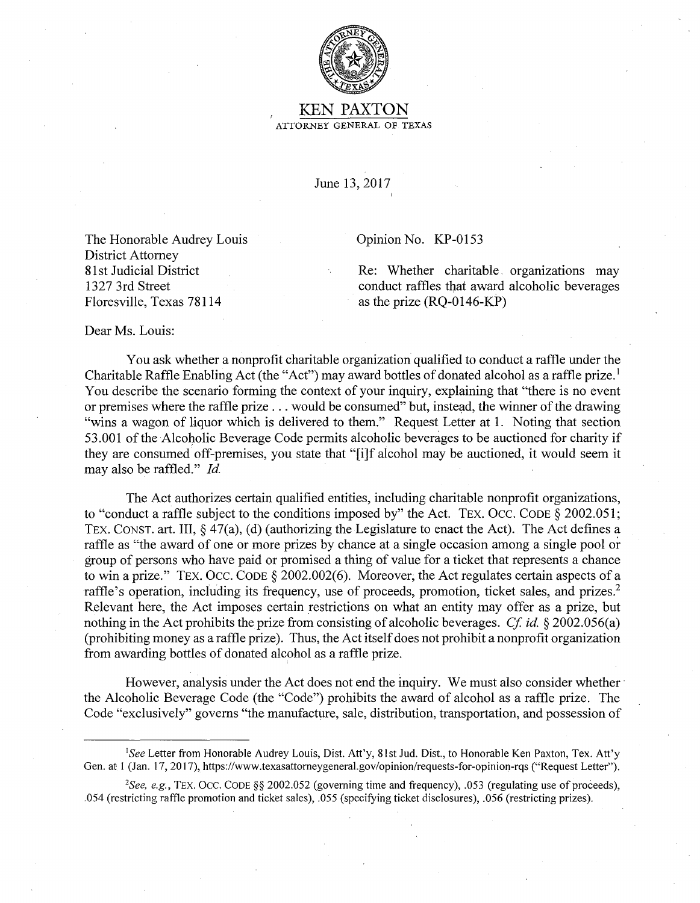KEN PAXTON

ATTORNEY GENERAL OF TEXAS

June 13, 2017

The Honorable Audrey Louis
District Attorney
81st Judicial District
1327 3rd Street
Floresville, Texas 78114

Opinion No. KP-0153

Re: Whether charitable organizations may conduct raffles that award alcoholic beverages as the prize (RQ-0146-KP)

Dear Ms. Louis:

You ask whether a nonprofit charitable organization qualified to conduct a raffle under the Charitable Raffle Enabling Act (the "Act") may award bottles of donated alcohol as a raffle prize.[1] You describe the scenario forming the context of your inquiry, explaining that "there is no event or premises where the raffle prize . . . would be consumed" but, instead, the winner of the drawing "wins a wagon of liquor which is delivered to them." Request Letter at 1. Noting that section 53.001 of the Alcoholic Beverage Code permits alcoholic beverages to be auctioned for charity if they are consumed off-premises, you state that "[i]f alcohol may be auctioned, it would seem it may also be raffled." *Id.*

The Act authorizes certain qualified entities, including charitable nonprofit organizations, to "conduct a raffle subject to the conditions imposed by" the Act. TEX. OCC. CODE § 2002.051; TEX. CONST. art. III, § 47(a), (d) (authorizing the Legislature to enact the Act). The Act defines a raffle as "the award of one or more prizes by chance at a single occasion among a single pool or group of persons who have paid or promised a thing of value for a ticket that represents a chance to win a prize." TEX. OCC. CODE § 2002.002(6). Moreover, the Act regulates certain aspects of a raffle's operation, including its frequency, use of proceeds, promotion, ticket sales, and prizes.[2] Relevant here, the Act imposes certain restrictions on what an entity may offer as a prize, but nothing in the Act prohibits the prize from consisting of alcoholic beverages. *Cf. id.* § 2002.056(a) (prohibiting money as a raffle prize). Thus, the Act itself does not prohibit a nonprofit organization from awarding bottles of donated alcohol as a raffle prize.

However, analysis under the Act does not end the inquiry. We must also consider whether the Alcoholic Beverage Code (the "Code") prohibits the award of alcohol as a raffle prize. The Code "exclusively" governs "the manufacture, sale, distribution, transportation, and possession of

---

[1] *See* Letter from Honorable Audrey Louis, Dist. Att'y, 81st Jud. Dist., to Honorable Ken Paxton, Tex. Att'y Gen. at 1 (Jan. 17, 2017), https://www.texasattorneygeneral.gov/opinion/requests-for-opinion-rqs ("Request Letter").

[2] *See, e.g.*, TEX. OCC. CODE §§ 2002.052 (governing time and frequency), .053 (regulating use of proceeds), .054 (restricting raffle promotion and ticket sales), .055 (specifying ticket disclosures), .056 (restricting prizes).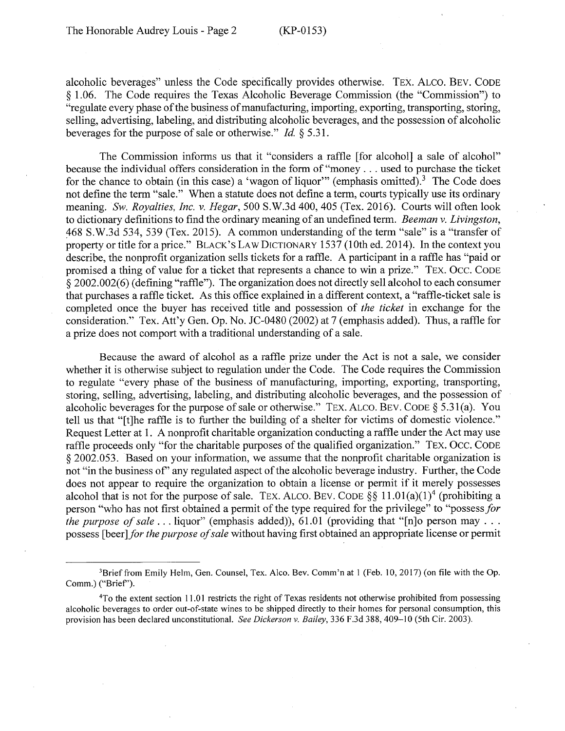alcoholic beverages" unless the Code specifically provides otherwise. TEX. ALCO. BEV. CODE § 1.06. The Code requires the Texas Alcoholic Beverage Commission (the "Commission") to "regulate every phase of the business of manufacturing, importing, exporting, transporting, storing, selling, advertising, labeling, and distributing alcoholic beverages, and the possession of alcoholic beverages for the purpose of sale or otherwise." *Id.* § 5.31.

The Commission informs us that it "considers a raffle [for alcohol] a sale of alcohol" because the individual offers consideration in the form of "money . . . used to purchase the ticket for the chance to obtain (in this case) a 'wagon of liquor'" (emphasis omitted).[3] The Code does not define the term "sale." When a statute does not define a term, courts typically use its ordinary meaning. *Sw. Royalties, Inc. v. Hegar*, 500 S.W.3d 400, 405 (Tex. 2016). Courts will often look to dictionary definitions to find the ordinary meaning of an undefined term. *Beeman v. Livingston*, 468 S.W.3d 534, 539 (Tex. 2015). A common understanding of the term "sale" is a "transfer of property or title for a price." BLACK'S LAW DICTIONARY 1537 (10th ed. 2014). In the context you describe, the nonprofit organization sells tickets for a raffle. A participant in a raffle has "paid or promised a thing of value for a ticket that represents a chance to win a prize." TEX. OCC. CODE § 2002.002(6) (defining "raffle"). The organization does not directly sell alcohol to each consumer that purchases a raffle ticket. As this office explained in a different context, a "raffle-ticket sale is completed once the buyer has received title and possession of *the ticket* in exchange for the consideration." Tex. Att'y Gen. Op. No. JC-0480 (2002) at 7 (emphasis added). Thus, a raffle for a prize does not comport with a traditional understanding of a sale.

Because the award of alcohol as a raffle prize under the Act is not a sale, we consider whether it is otherwise subject to regulation under the Code. The Code requires the Commission to regulate "every phase of the business of manufacturing, importing, exporting, transporting, storing, selling, advertising, labeling, and distributing alcoholic beverages, and the possession of alcoholic beverages for the purpose of sale or otherwise." TEX. ALCO. BEV. CODE § 5.31(a). You tell us that "[t]he raffle is to further the building of a shelter for victims of domestic violence." Request Letter at 1. A nonprofit charitable organization conducting a raffle under the Act may use raffle proceeds only "for the charitable purposes of the qualified organization." TEX. OCC. CODE § 2002.053. Based on your information, we assume that the nonprofit charitable organization is not "in the business of" any regulated aspect of the alcoholic beverage industry. Further, the Code does not appear to require the organization to obtain a license or permit if it merely possesses alcohol that is not for the purpose of sale. TEX. ALCO. BEV. CODE §§ 11.01(a)(1)[4] (prohibiting a person "who has not first obtained a permit of the type required for the privilege" to "possess *for the purpose of sale* . . . liquor" (emphasis added)), 61.01 (providing that "[n]o person may . . . possess [beer] *for the purpose of sale* without having first obtained an appropriate license or permit

---

[3]Brief from Emily Helm, Gen. Counsel, Tex. Alco. Bev. Comm'n at 1 (Feb. 10, 2017) (on file with the Op. Comm.) ("Brief").

[4]To the extent section 11.01 restricts the right of Texas residents not otherwise prohibited from possessing alcoholic beverages to order out-of-state wines to be shipped directly to their homes for personal consumption, this provision has been declared unconstitutional. *See Dickerson v. Bailey*, 336 F.3d 388, 409–10 (5th Cir. 2003).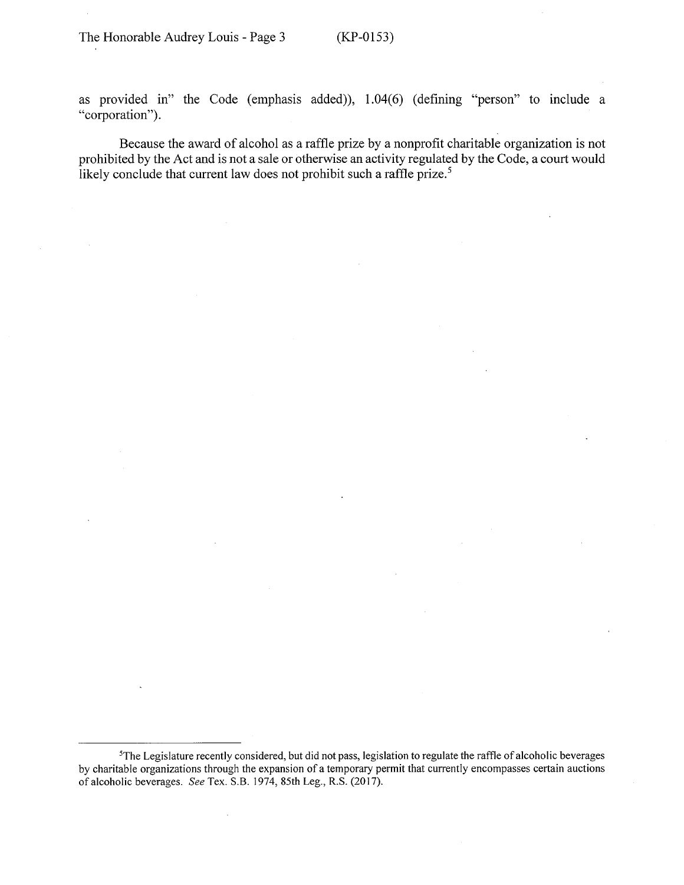as provided in" the Code (emphasis added)), 1.04(6) (defining "person" to include a "corporation").

Because the award of alcohol as a raffle prize by a nonprofit charitable organization is not prohibited by the Act and is not a sale or otherwise an activity regulated by the Code, a court would likely conclude that current law does not prohibit such a raffle prize.[5]

---

[5]The Legislature recently considered, but did not pass, legislation to regulate the raffle of alcoholic beverages by charitable organizations through the expansion of a temporary permit that currently encompasses certain auctions of alcoholic beverages. *See* Tex. S.B. 1974, 85th Leg., R.S. (2017).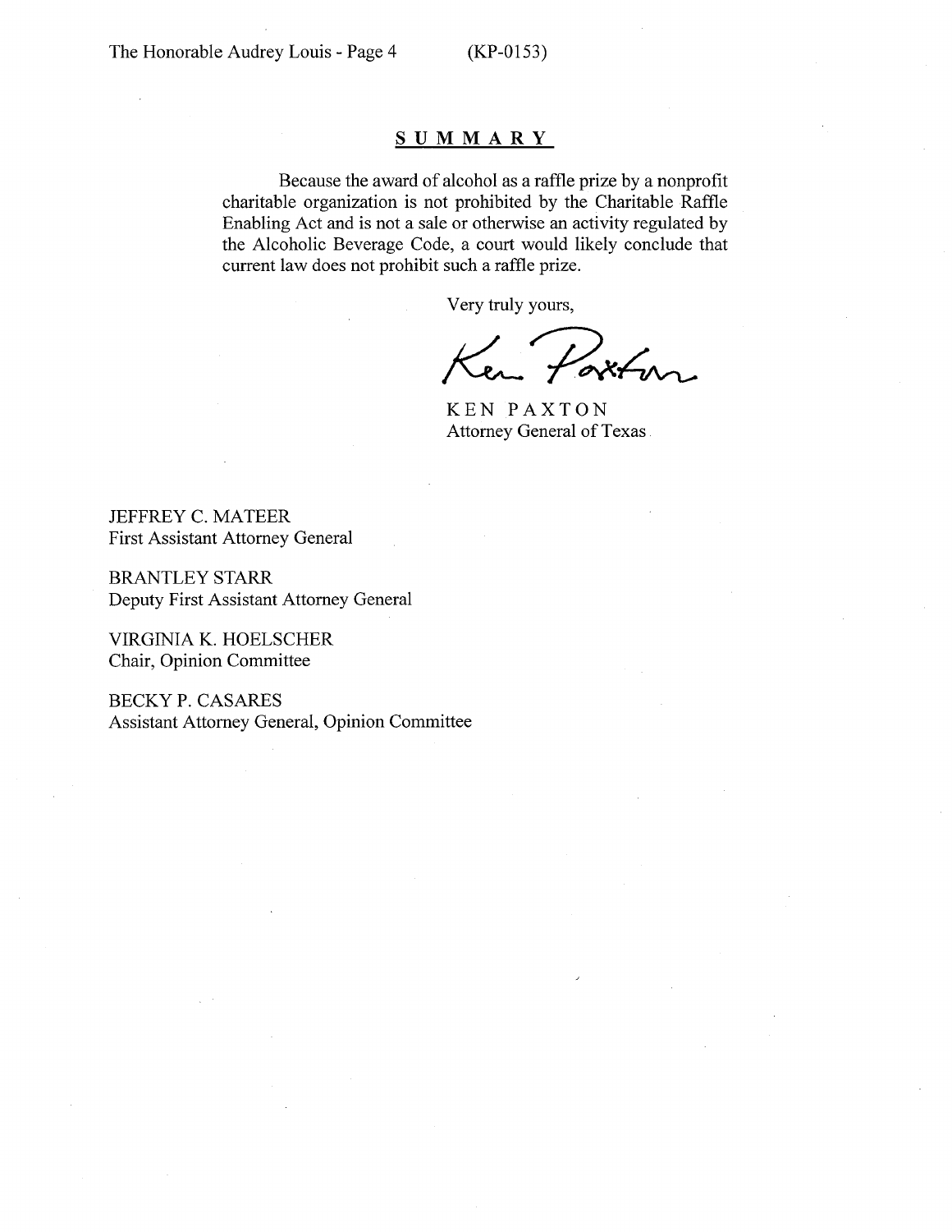## SUMMARY

Because the award of alcohol as a raffle prize by a nonprofit charitable organization is not prohibited by the Charitable Raffle Enabling Act and is not a sale or otherwise an activity regulated by the Alcoholic Beverage Code, a court would likely conclude that current law does not prohibit such a raffle prize.

Very truly yours,

KEN PAXTON
Attorney General of Texas

JEFFREY C. MATEER
First Assistant Attorney General

BRANTLEY STARR
Deputy First Assistant Attorney General

VIRGINIA K. HOELSCHER
Chair, Opinion Committee

BECKY P. CASARES
Assistant Attorney General, Opinion Committee